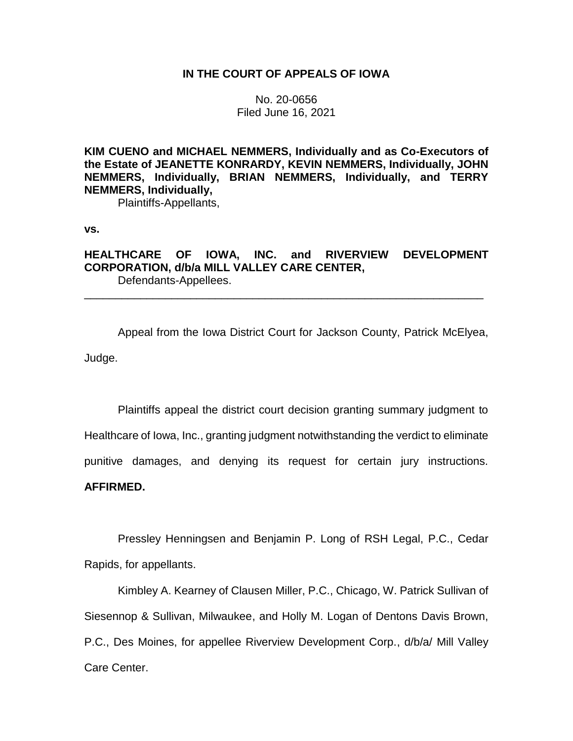**IN THE COURT OF APPEALS OF IOWA**

No. 20-0656
Filed June 16, 2021

**KIM CUENO and MICHAEL NEMMERS, Individually and as Co-Executors of the Estate of JEANETTE KONRARDY, KEVIN NEMMERS, Individually, JOHN NEMMERS, Individually, BRIAN NEMMERS, Individually, and TERRY NEMMERS, Individually,**
Plaintiffs-Appellants,

**vs.**

**HEALTHCARE OF IOWA, INC. and RIVERVIEW DEVELOPMENT CORPORATION, d/b/a MILL VALLEY CARE CENTER,**
Defendants-Appellees.

---

Appeal from the Iowa District Court for Jackson County, Patrick McElyea, Judge.

Plaintiffs appeal the district court decision granting summary judgment to Healthcare of Iowa, Inc., granting judgment notwithstanding the verdict to eliminate punitive damages, and denying its request for certain jury instructions. **AFFIRMED.**

Pressley Henningsen and Benjamin P. Long of RSH Legal, P.C., Cedar Rapids, for appellants.

Kimbley A. Kearney of Clausen Miller, P.C., Chicago, W. Patrick Sullivan of Siesennop & Sullivan, Milwaukee, and Holly M. Logan of Dentons Davis Brown, P.C., Des Moines, for appellee Riverview Development Corp., d/b/a/ Mill Valley Care Center.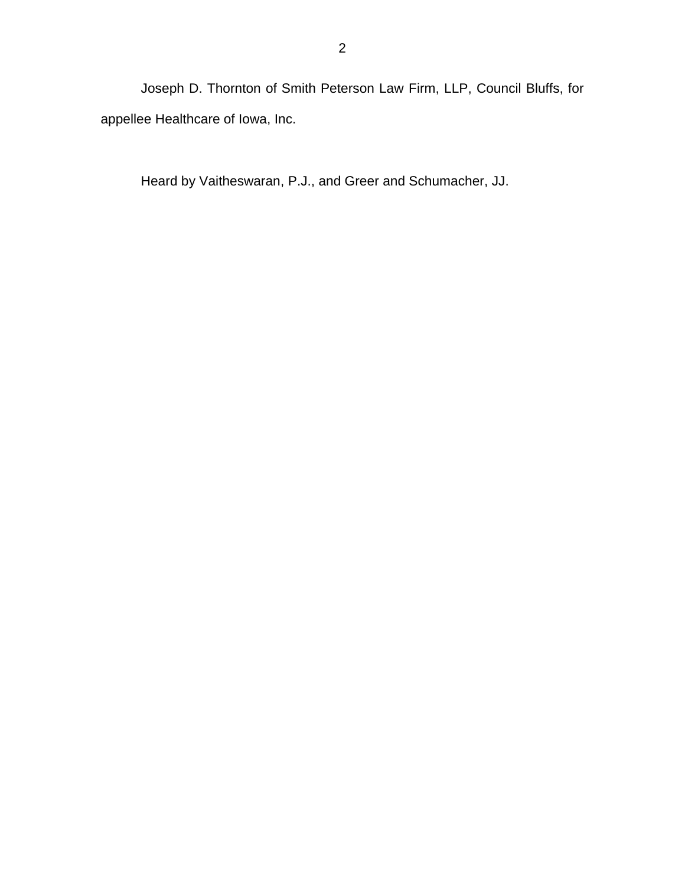Joseph D. Thornton of Smith Peterson Law Firm, LLP, Council Bluffs, for appellee Healthcare of Iowa, Inc.

Heard by Vaitheswaran, P.J., and Greer and Schumacher, JJ.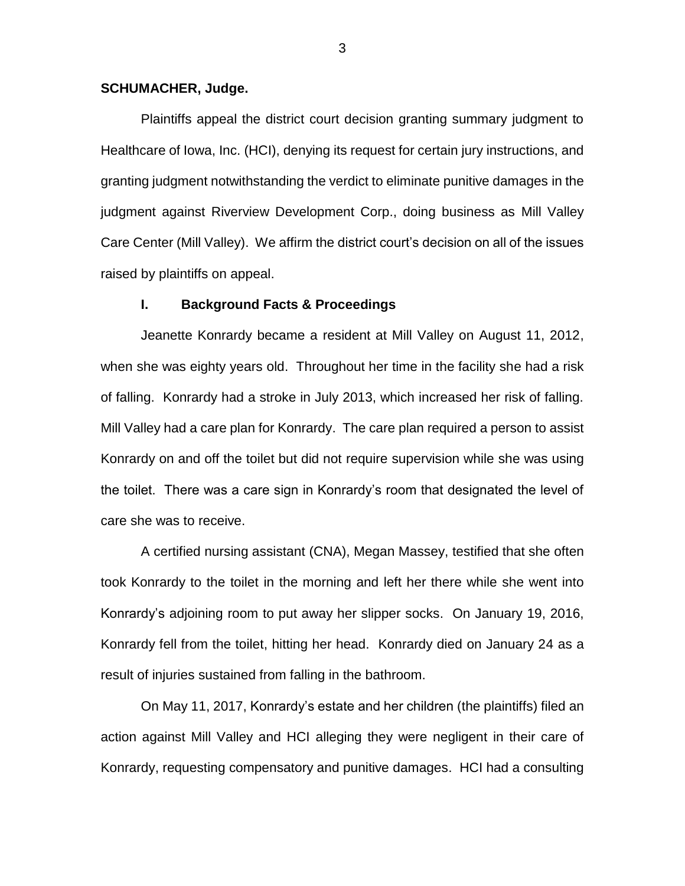**SCHUMACHER, Judge.**

Plaintiffs appeal the district court decision granting summary judgment to Healthcare of Iowa, Inc. (HCI), denying its request for certain jury instructions, and granting judgment notwithstanding the verdict to eliminate punitive damages in the judgment against Riverview Development Corp., doing business as Mill Valley Care Center (Mill Valley). We affirm the district court's decision on all of the issues raised by plaintiffs on appeal.

## I. Background Facts & Proceedings

Jeanette Konrardy became a resident at Mill Valley on August 11, 2012, when she was eighty years old. Throughout her time in the facility she had a risk of falling. Konrardy had a stroke in July 2013, which increased her risk of falling. Mill Valley had a care plan for Konrardy. The care plan required a person to assist Konrardy on and off the toilet but did not require supervision while she was using the toilet. There was a care sign in Konrardy's room that designated the level of care she was to receive.

A certified nursing assistant (CNA), Megan Massey, testified that she often took Konrardy to the toilet in the morning and left her there while she went into Konrardy's adjoining room to put away her slipper socks. On January 19, 2016, Konrardy fell from the toilet, hitting her head. Konrardy died on January 24 as a result of injuries sustained from falling in the bathroom.

On May 11, 2017, Konrardy's estate and her children (the plaintiffs) filed an action against Mill Valley and HCI alleging they were negligent in their care of Konrardy, requesting compensatory and punitive damages. HCI had a consulting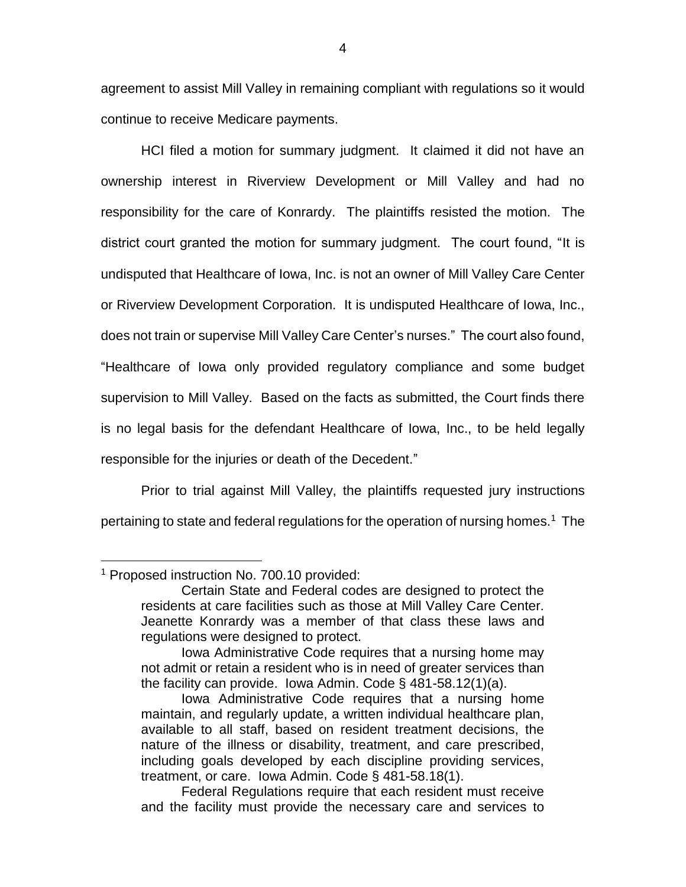agreement to assist Mill Valley in remaining compliant with regulations so it would continue to receive Medicare payments.

HCI filed a motion for summary judgment. It claimed it did not have an ownership interest in Riverview Development or Mill Valley and had no responsibility for the care of Konrardy. The plaintiffs resisted the motion. The district court granted the motion for summary judgment. The court found, "It is undisputed that Healthcare of Iowa, Inc. is not an owner of Mill Valley Care Center or Riverview Development Corporation. It is undisputed Healthcare of Iowa, Inc., does not train or supervise Mill Valley Care Center's nurses." The court also found, "Healthcare of Iowa only provided regulatory compliance and some budget supervision to Mill Valley. Based on the facts as submitted, the Court finds there is no legal basis for the defendant Healthcare of Iowa, Inc., to be held legally responsible for the injuries or death of the Decedent."

Prior to trial against Mill Valley, the plaintiffs requested jury instructions pertaining to state and federal regulations for the operation of nursing homes.[1] The

---

[1] Proposed instruction No. 700.10 provided:

> Certain State and Federal codes are designed to protect the residents at care facilities such as those at Mill Valley Care Center. Jeanette Konrardy was a member of that class these laws and regulations were designed to protect.
>
> Iowa Administrative Code requires that a nursing home may not admit or retain a resident who is in need of greater services than the facility can provide. Iowa Admin. Code § 481-58.12(1)(a).
>
> Iowa Administrative Code requires that a nursing home maintain, and regularly update, a written individual healthcare plan, available to all staff, based on resident treatment decisions, the nature of the illness or disability, treatment, and care prescribed, including goals developed by each discipline providing services, treatment, or care. Iowa Admin. Code § 481-58.18(1).
>
> Federal Regulations require that each resident must receive and the facility must provide the necessary care and services to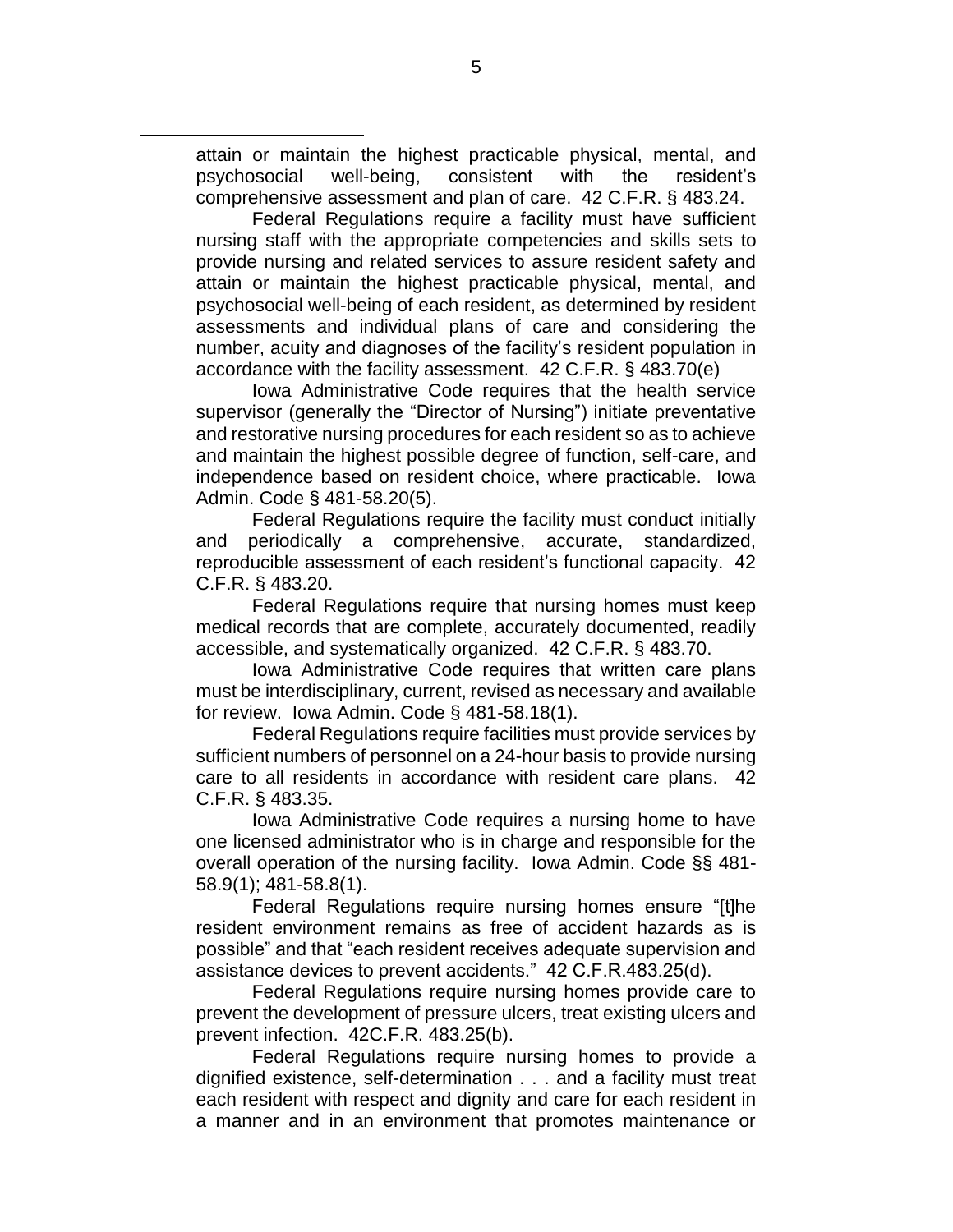attain or maintain the highest practicable physical, mental, and psychosocial well-being, consistent with the resident's comprehensive assessment and plan of care. 42 C.F.R. § 483.24.

Federal Regulations require a facility must have sufficient nursing staff with the appropriate competencies and skills sets to provide nursing and related services to assure resident safety and attain or maintain the highest practicable physical, mental, and psychosocial well-being of each resident, as determined by resident assessments and individual plans of care and considering the number, acuity and diagnoses of the facility's resident population in accordance with the facility assessment. 42 C.F.R. § 483.70(e)

Iowa Administrative Code requires that the health service supervisor (generally the "Director of Nursing") initiate preventative and restorative nursing procedures for each resident so as to achieve and maintain the highest possible degree of function, self-care, and independence based on resident choice, where practicable. Iowa Admin. Code § 481-58.20(5).

Federal Regulations require the facility must conduct initially and periodically a comprehensive, accurate, standardized, reproducible assessment of each resident's functional capacity. 42 C.F.R. § 483.20.

Federal Regulations require that nursing homes must keep medical records that are complete, accurately documented, readily accessible, and systematically organized. 42 C.F.R. § 483.70.

Iowa Administrative Code requires that written care plans must be interdisciplinary, current, revised as necessary and available for review. Iowa Admin. Code § 481-58.18(1).

Federal Regulations require facilities must provide services by sufficient numbers of personnel on a 24-hour basis to provide nursing care to all residents in accordance with resident care plans. 42 C.F.R. § 483.35.

Iowa Administrative Code requires a nursing home to have one licensed administrator who is in charge and responsible for the overall operation of the nursing facility. Iowa Admin. Code §§ 481-58.9(1); 481-58.8(1).

Federal Regulations require nursing homes ensure "[t]he resident environment remains as free of accident hazards as is possible" and that "each resident receives adequate supervision and assistance devices to prevent accidents." 42 C.F.R.483.25(d).

Federal Regulations require nursing homes provide care to prevent the development of pressure ulcers, treat existing ulcers and prevent infection. 42C.F.R. 483.25(b).

Federal Regulations require nursing homes to provide a dignified existence, self-determination . . . and a facility must treat each resident with respect and dignity and care for each resident in a manner and in an environment that promotes maintenance or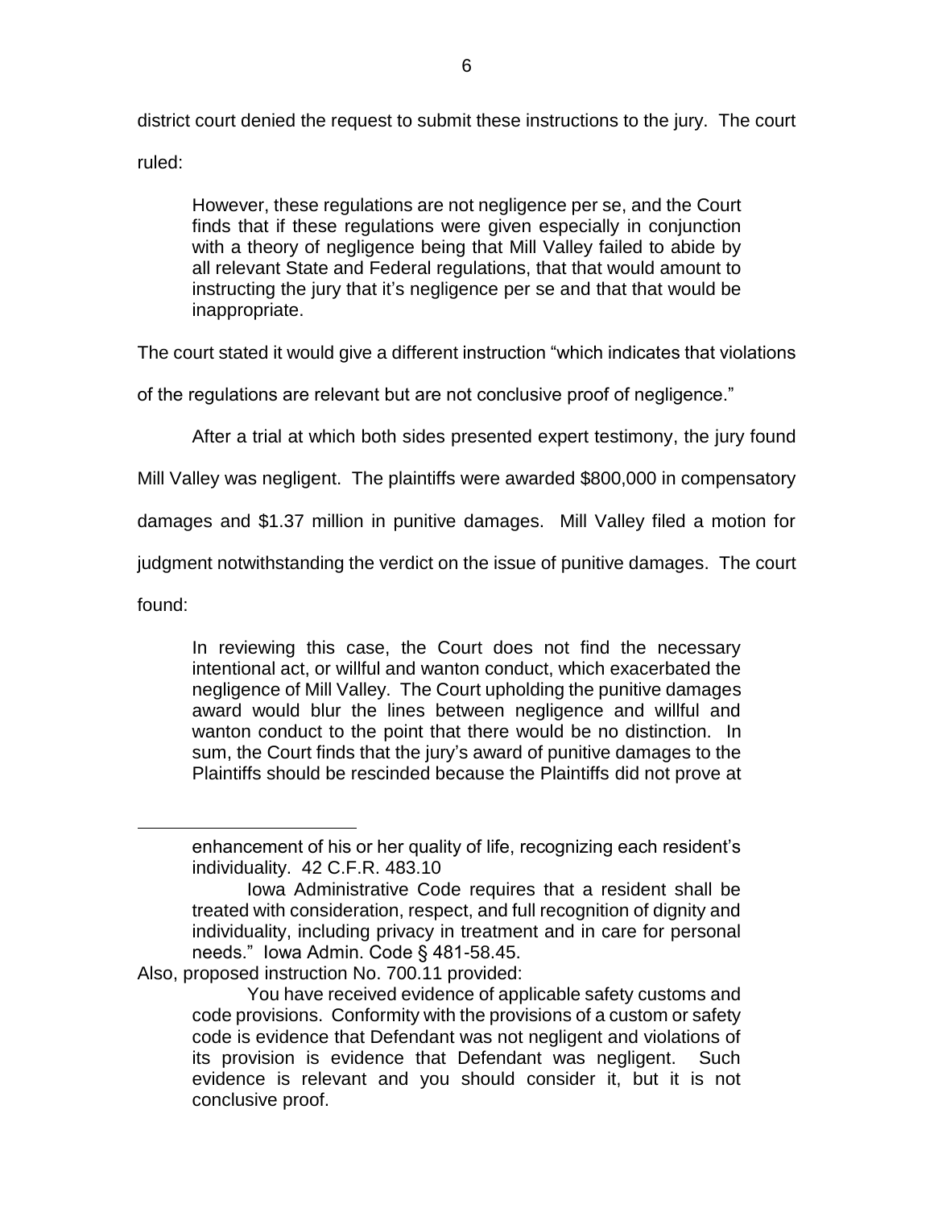district court denied the request to submit these instructions to the jury. The court ruled:

> However, these regulations are not negligence per se, and the Court finds that if these regulations were given especially in conjunction with a theory of negligence being that Mill Valley failed to abide by all relevant State and Federal regulations, that that would amount to instructing the jury that it's negligence per se and that that would be inappropriate.

The court stated it would give a different instruction "which indicates that violations of the regulations are relevant but are not conclusive proof of negligence."

After a trial at which both sides presented expert testimony, the jury found Mill Valley was negligent. The plaintiffs were awarded $800,000 in compensatory damages and $1.37 million in punitive damages. Mill Valley filed a motion for judgment notwithstanding the verdict on the issue of punitive damages. The court found:

> In reviewing this case, the Court does not find the necessary intentional act, or willful and wanton conduct, which exacerbated the negligence of Mill Valley. The Court upholding the punitive damages award would blur the lines between negligence and willful and wanton conduct to the point that there would be no distinction. In sum, the Court finds that the jury's award of punitive damages to the Plaintiffs should be rescinded because the Plaintiffs did not prove at

---

> enhancement of his or her quality of life, recognizing each resident's individuality. 42 C.F.R. 483.10
>
> Iowa Administrative Code requires that a resident shall be treated with consideration, respect, and full recognition of dignity and individuality, including privacy in treatment and in care for personal needs." Iowa Admin. Code § 481-58.45.

Also, proposed instruction No. 700.11 provided:

> You have received evidence of applicable safety customs and code provisions. Conformity with the provisions of a custom or safety code is evidence that Defendant was not negligent and violations of its provision is evidence that Defendant was negligent. Such evidence is relevant and you should consider it, but it is not conclusive proof.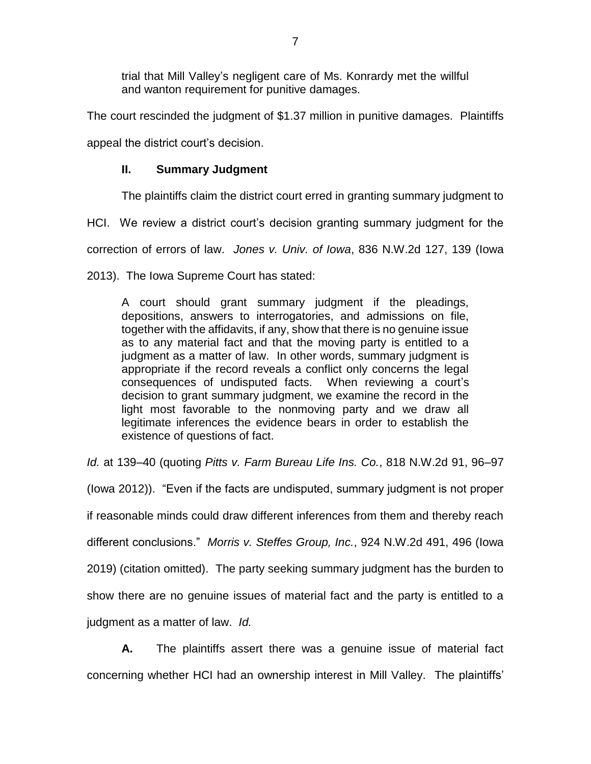> trial that Mill Valley's negligent care of Ms. Konrardy met the willful and wanton requirement for punitive damages.

The court rescinded the judgment of $1.37 million in punitive damages. Plaintiffs appeal the district court's decision.

## II. Summary Judgment

The plaintiffs claim the district court erred in granting summary judgment to HCI. We review a district court's decision granting summary judgment for the correction of errors of law. *Jones v. Univ. of Iowa*, 836 N.W.2d 127, 139 (Iowa 2013). The Iowa Supreme Court has stated:

> A court should grant summary judgment if the pleadings, depositions, answers to interrogatories, and admissions on file, together with the affidavits, if any, show that there is no genuine issue as to any material fact and that the moving party is entitled to a judgment as a matter of law. In other words, summary judgment is appropriate if the record reveals a conflict only concerns the legal consequences of undisputed facts. When reviewing a court's decision to grant summary judgment, we examine the record in the light most favorable to the nonmoving party and we draw all legitimate inferences the evidence bears in order to establish the existence of questions of fact.

*Id.* at 139–40 (quoting *Pitts v. Farm Bureau Life Ins. Co.*, 818 N.W.2d 91, 96–97 (Iowa 2012)). "Even if the facts are undisputed, summary judgment is not proper if reasonable minds could draw different inferences from them and thereby reach different conclusions." *Morris v. Steffes Group, Inc.*, 924 N.W.2d 491, 496 (Iowa 2019) (citation omitted). The party seeking summary judgment has the burden to show there are no genuine issues of material fact and the party is entitled to a judgment as a matter of law. *Id.*

**A.** The plaintiffs assert there was a genuine issue of material fact concerning whether HCI had an ownership interest in Mill Valley. The plaintiffs'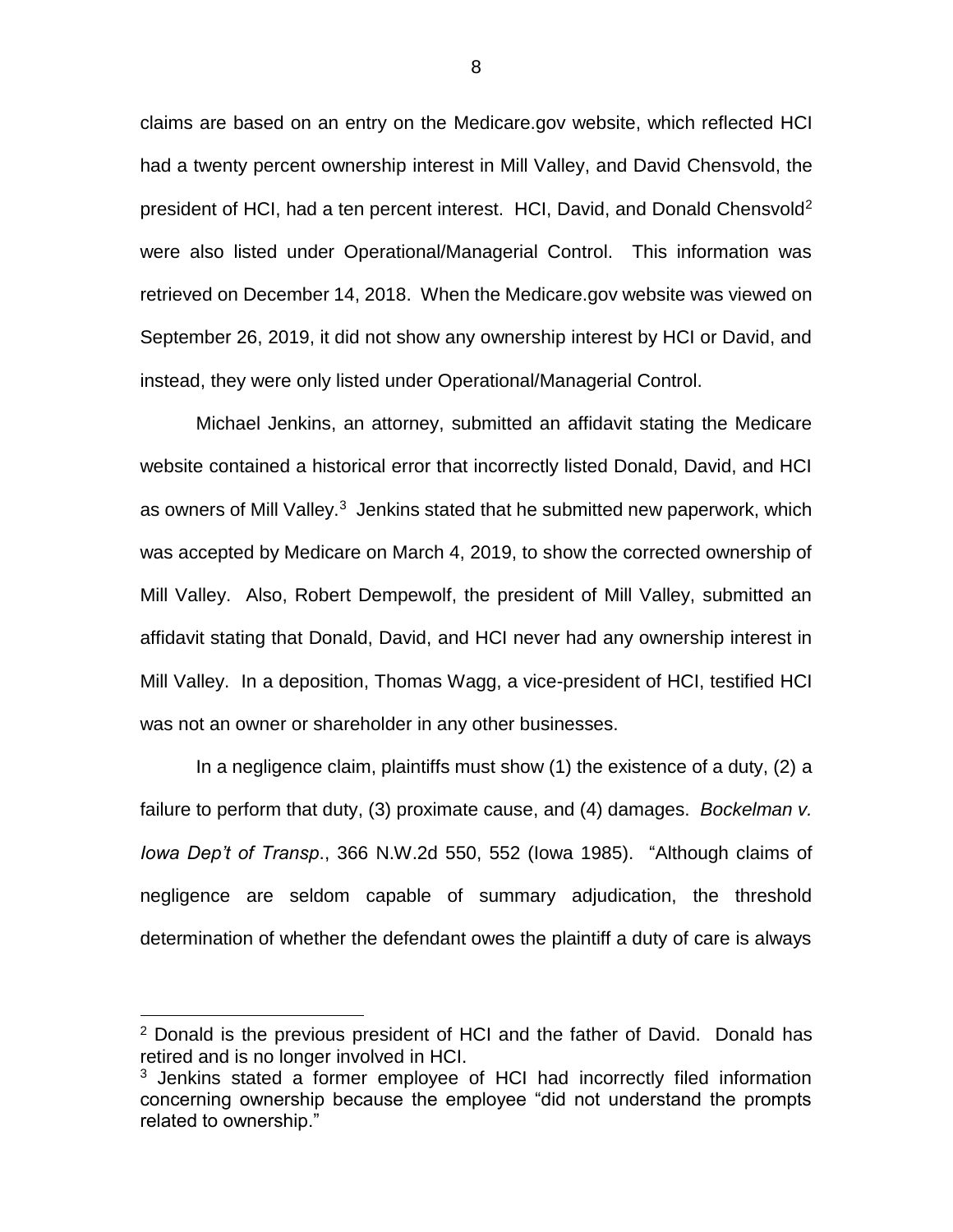claims are based on an entry on the Medicare.gov website, which reflected HCI had a twenty percent ownership interest in Mill Valley, and David Chensvold, the president of HCI, had a ten percent interest. HCI, David, and Donald Chensvold[2] were also listed under Operational/Managerial Control. This information was retrieved on December 14, 2018. When the Medicare.gov website was viewed on September 26, 2019, it did not show any ownership interest by HCI or David, and instead, they were only listed under Operational/Managerial Control.

Michael Jenkins, an attorney, submitted an affidavit stating the Medicare website contained a historical error that incorrectly listed Donald, David, and HCI as owners of Mill Valley.[3] Jenkins stated that he submitted new paperwork, which was accepted by Medicare on March 4, 2019, to show the corrected ownership of Mill Valley. Also, Robert Dempewolf, the president of Mill Valley, submitted an affidavit stating that Donald, David, and HCI never had any ownership interest in Mill Valley. In a deposition, Thomas Wagg, a vice-president of HCI, testified HCI was not an owner or shareholder in any other businesses.

In a negligence claim, plaintiffs must show (1) the existence of a duty, (2) a failure to perform that duty, (3) proximate cause, and (4) damages. *Bockelman v. Iowa Dep't of Transp*., 366 N.W.2d 550, 552 (Iowa 1985). "Although claims of negligence are seldom capable of summary adjudication, the threshold determination of whether the defendant owes the plaintiff a duty of care is always

---

[2] Donald is the previous president of HCI and the father of David. Donald has retired and is no longer involved in HCI.

[3] Jenkins stated a former employee of HCI had incorrectly filed information concerning ownership because the employee "did not understand the prompts related to ownership."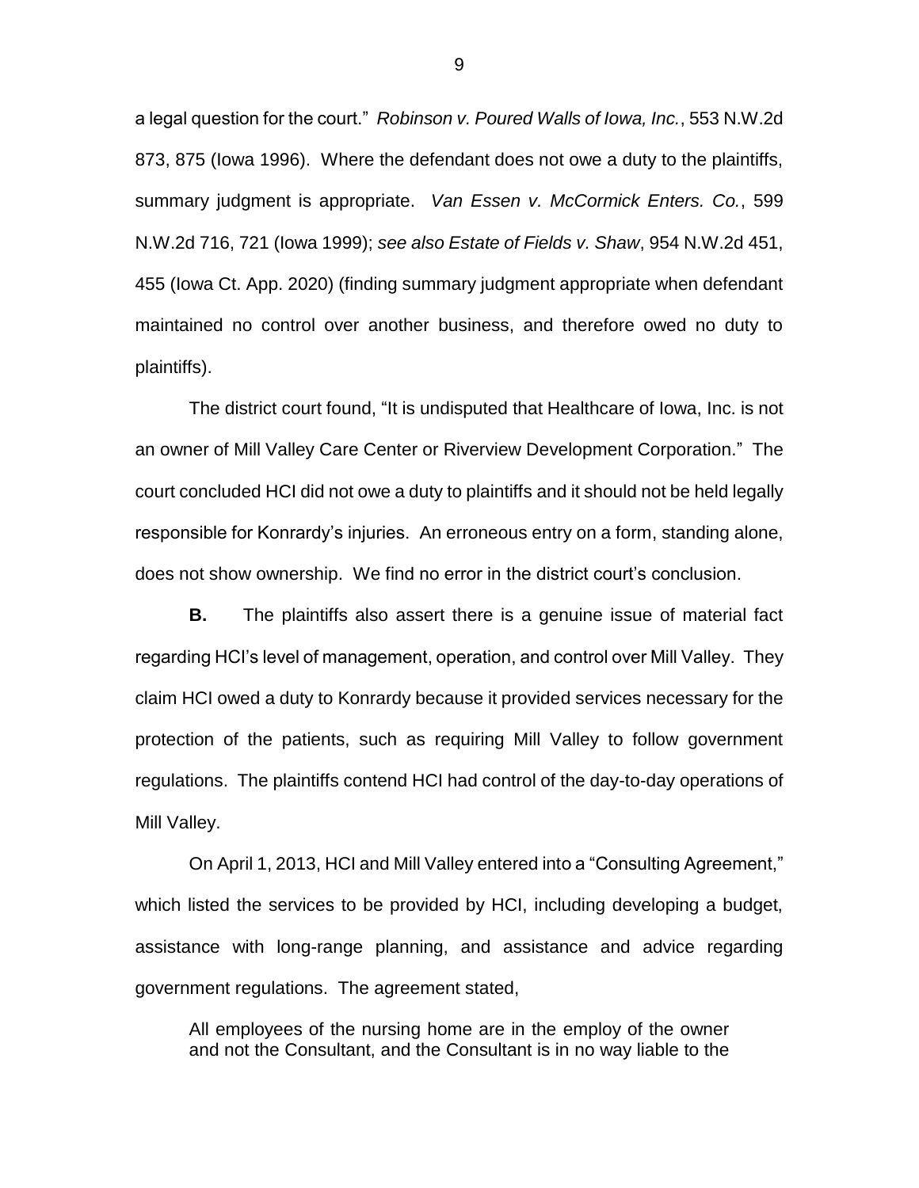a legal question for the court." *Robinson v. Poured Walls of Iowa, Inc.*, 553 N.W.2d 873, 875 (Iowa 1996). Where the defendant does not owe a duty to the plaintiffs, summary judgment is appropriate. *Van Essen v. McCormick Enters. Co.*, 599 N.W.2d 716, 721 (Iowa 1999); *see also Estate of Fields v. Shaw*, 954 N.W.2d 451, 455 (Iowa Ct. App. 2020) (finding summary judgment appropriate when defendant maintained no control over another business, and therefore owed no duty to plaintiffs).

The district court found, "It is undisputed that Healthcare of Iowa, Inc. is not an owner of Mill Valley Care Center or Riverview Development Corporation." The court concluded HCI did not owe a duty to plaintiffs and it should not be held legally responsible for Konrardy's injuries. An erroneous entry on a form, standing alone, does not show ownership. We find no error in the district court's conclusion.

**B.** The plaintiffs also assert there is a genuine issue of material fact regarding HCI's level of management, operation, and control over Mill Valley. They claim HCI owed a duty to Konrardy because it provided services necessary for the protection of the patients, such as requiring Mill Valley to follow government regulations. The plaintiffs contend HCI had control of the day-to-day operations of Mill Valley.

On April 1, 2013, HCI and Mill Valley entered into a "Consulting Agreement," which listed the services to be provided by HCI, including developing a budget, assistance with long-range planning, and assistance and advice regarding government regulations. The agreement stated,

> All employees of the nursing home are in the employ of the owner and not the Consultant, and the Consultant is in no way liable to the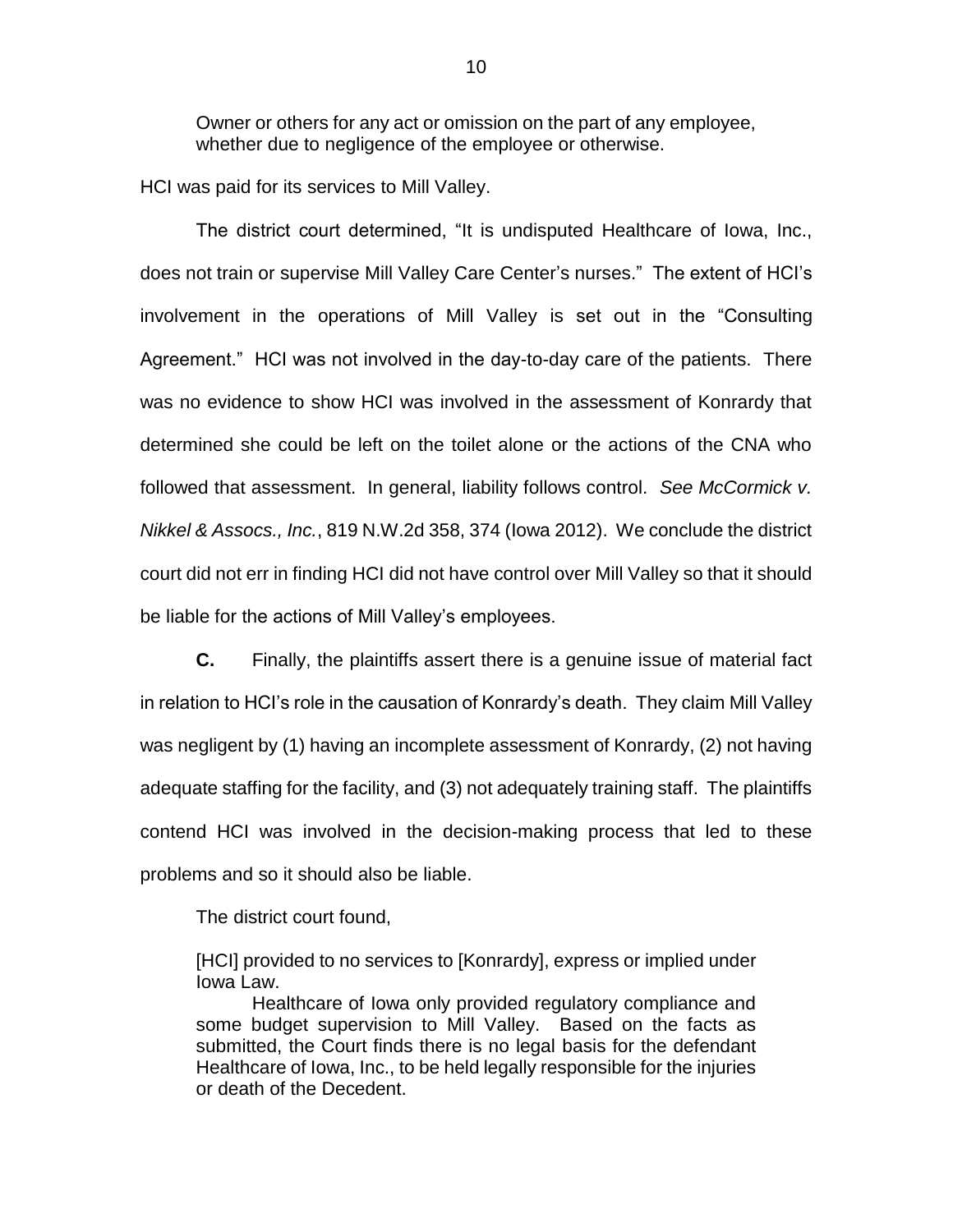> Owner or others for any act or omission on the part of any employee, whether due to negligence of the employee or otherwise.

HCI was paid for its services to Mill Valley.

The district court determined, "It is undisputed Healthcare of Iowa, Inc., does not train or supervise Mill Valley Care Center's nurses." The extent of HCI's involvement in the operations of Mill Valley is set out in the "Consulting Agreement." HCI was not involved in the day-to-day care of the patients. There was no evidence to show HCI was involved in the assessment of Konrardy that determined she could be left on the toilet alone or the actions of the CNA who followed that assessment. In general, liability follows control. *See McCormick v. Nikkel & Assocs., Inc.*, 819 N.W.2d 358, 374 (Iowa 2012). We conclude the district court did not err in finding HCI did not have control over Mill Valley so that it should be liable for the actions of Mill Valley's employees.

**C.** Finally, the plaintiffs assert there is a genuine issue of material fact in relation to HCI's role in the causation of Konrardy's death. They claim Mill Valley was negligent by (1) having an incomplete assessment of Konrardy, (2) not having adequate staffing for the facility, and (3) not adequately training staff. The plaintiffs contend HCI was involved in the decision-making process that led to these problems and so it should also be liable.

The district court found,

> [HCI] provided to no services to [Konrardy], express or implied under Iowa Law.
>
> Healthcare of Iowa only provided regulatory compliance and some budget supervision to Mill Valley. Based on the facts as submitted, the Court finds there is no legal basis for the defendant Healthcare of Iowa, Inc., to be held legally responsible for the injuries or death of the Decedent.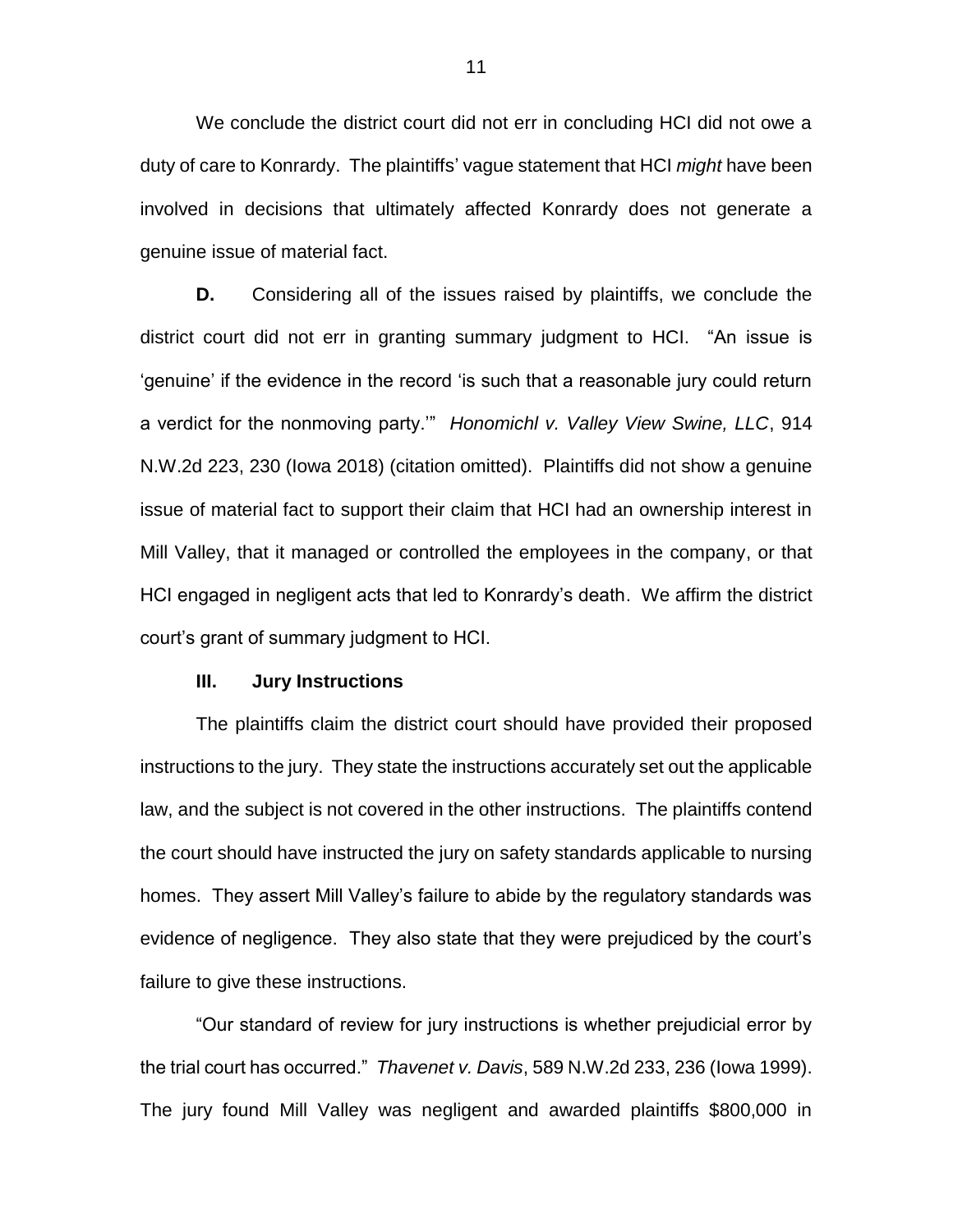We conclude the district court did not err in concluding HCI did not owe a duty of care to Konrardy. The plaintiffs' vague statement that HCI *might* have been involved in decisions that ultimately affected Konrardy does not generate a genuine issue of material fact.

**D.** Considering all of the issues raised by plaintiffs, we conclude the district court did not err in granting summary judgment to HCI. "An issue is 'genuine' if the evidence in the record 'is such that a reasonable jury could return a verdict for the nonmoving party.'" *Honomichl v. Valley View Swine, LLC*, 914 N.W.2d 223, 230 (Iowa 2018) (citation omitted). Plaintiffs did not show a genuine issue of material fact to support their claim that HCI had an ownership interest in Mill Valley, that it managed or controlled the employees in the company, or that HCI engaged in negligent acts that led to Konrardy's death. We affirm the district court's grant of summary judgment to HCI.

## III. Jury Instructions

The plaintiffs claim the district court should have provided their proposed instructions to the jury. They state the instructions accurately set out the applicable law, and the subject is not covered in the other instructions. The plaintiffs contend the court should have instructed the jury on safety standards applicable to nursing homes. They assert Mill Valley's failure to abide by the regulatory standards was evidence of negligence. They also state that they were prejudiced by the court's failure to give these instructions.

"Our standard of review for jury instructions is whether prejudicial error by the trial court has occurred." *Thavenet v. Davis*, 589 N.W.2d 233, 236 (Iowa 1999). The jury found Mill Valley was negligent and awarded plaintiffs $800,000 in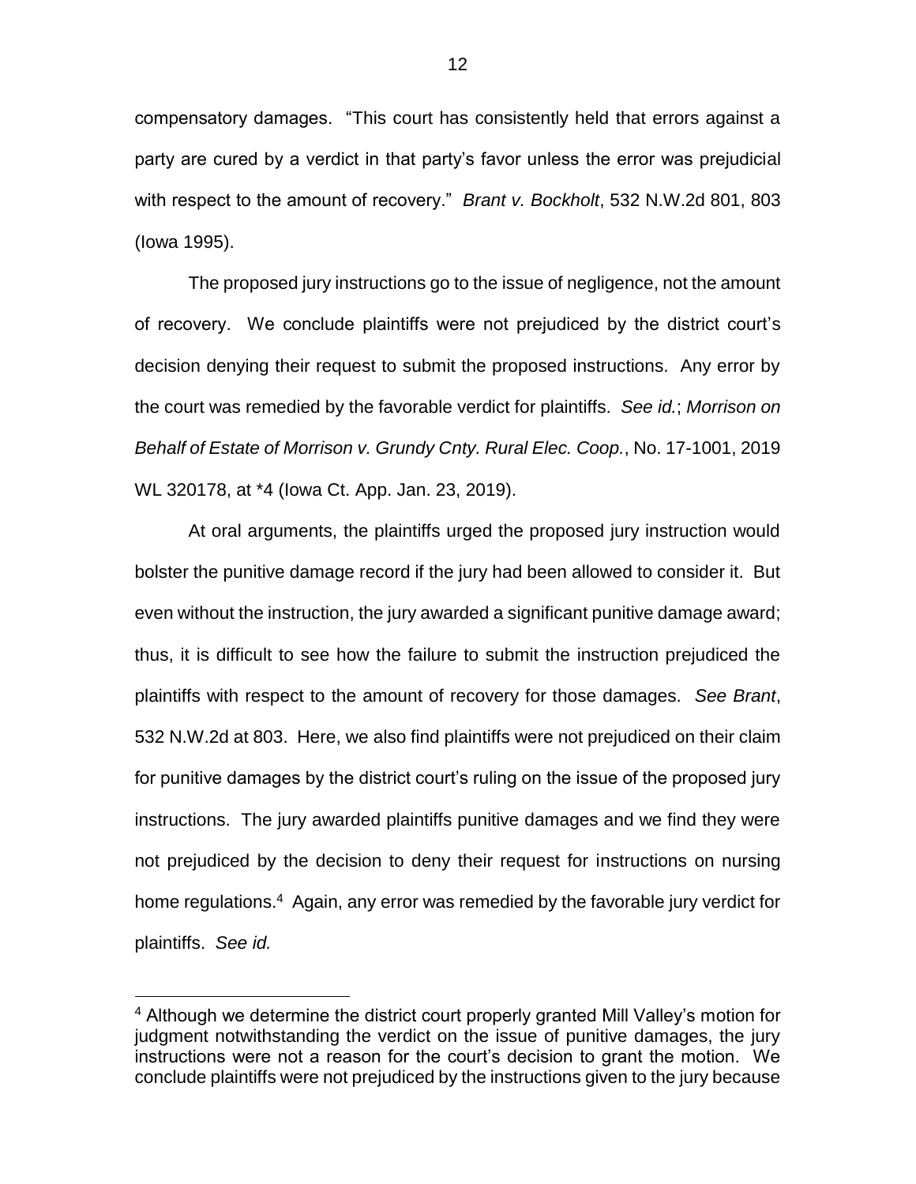compensatory damages. "This court has consistently held that errors against a party are cured by a verdict in that party's favor unless the error was prejudicial with respect to the amount of recovery." *Brant v. Bockholt*, 532 N.W.2d 801, 803 (Iowa 1995).

The proposed jury instructions go to the issue of negligence, not the amount of recovery. We conclude plaintiffs were not prejudiced by the district court's decision denying their request to submit the proposed instructions. Any error by the court was remedied by the favorable verdict for plaintiffs. *See id.*; *Morrison on Behalf of Estate of Morrison v. Grundy Cnty. Rural Elec. Coop.*, No. 17-1001, 2019 WL 320178, at *4 (Iowa Ct. App. Jan. 23, 2019).

At oral arguments, the plaintiffs urged the proposed jury instruction would bolster the punitive damage record if the jury had been allowed to consider it. But even without the instruction, the jury awarded a significant punitive damage award; thus, it is difficult to see how the failure to submit the instruction prejudiced the plaintiffs with respect to the amount of recovery for those damages. *See Brant*, 532 N.W.2d at 803. Here, we also find plaintiffs were not prejudiced on their claim for punitive damages by the district court's ruling on the issue of the proposed jury instructions. The jury awarded plaintiffs punitive damages and we find they were not prejudiced by the decision to deny their request for instructions on nursing home regulations.[4] Again, any error was remedied by the favorable jury verdict for plaintiffs. *See id.*

[4] Although we determine the district court properly granted Mill Valley's motion for judgment notwithstanding the verdict on the issue of punitive damages, the jury instructions were not a reason for the court's decision to grant the motion. We conclude plaintiffs were not prejudiced by the instructions given to the jury because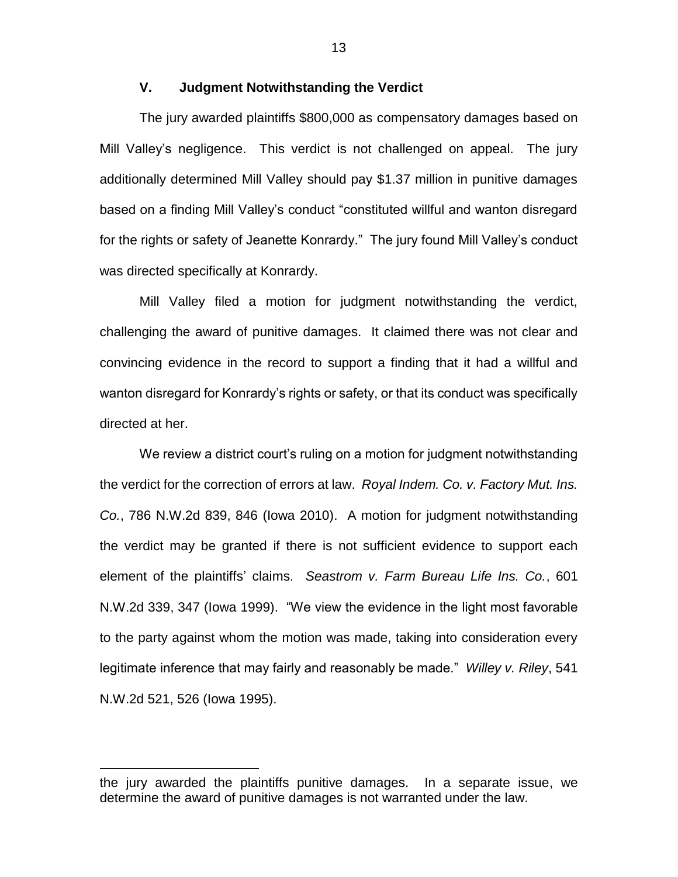## V. Judgment Notwithstanding the Verdict

The jury awarded plaintiffs $800,000 as compensatory damages based on Mill Valley's negligence. This verdict is not challenged on appeal. The jury additionally determined Mill Valley should pay $1.37 million in punitive damages based on a finding Mill Valley's conduct "constituted willful and wanton disregard for the rights or safety of Jeanette Konrardy." The jury found Mill Valley's conduct was directed specifically at Konrardy.

Mill Valley filed a motion for judgment notwithstanding the verdict, challenging the award of punitive damages. It claimed there was not clear and convincing evidence in the record to support a finding that it had a willful and wanton disregard for Konrardy's rights or safety, or that its conduct was specifically directed at her.

We review a district court's ruling on a motion for judgment notwithstanding the verdict for the correction of errors at law. *Royal Indem. Co. v. Factory Mut. Ins. Co.*, 786 N.W.2d 839, 846 (Iowa 2010). A motion for judgment notwithstanding the verdict may be granted if there is not sufficient evidence to support each element of the plaintiffs' claims. *Seastrom v. Farm Bureau Life Ins. Co.*, 601 N.W.2d 339, 347 (Iowa 1999). "We view the evidence in the light most favorable to the party against whom the motion was made, taking into consideration every legitimate inference that may fairly and reasonably be made." *Willey v. Riley*, 541 N.W.2d 521, 526 (Iowa 1995).

---

the jury awarded the plaintiffs punitive damages. In a separate issue, we determine the award of punitive damages is not warranted under the law.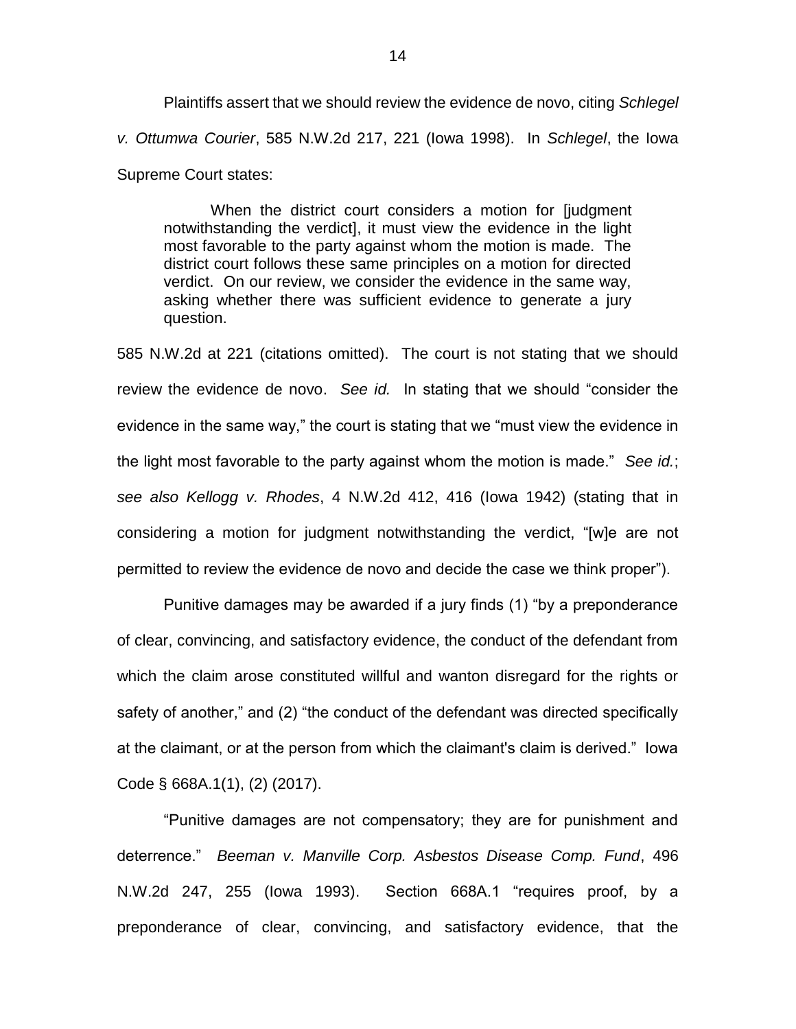Plaintiffs assert that we should review the evidence de novo, citing *Schlegel v. Ottumwa Courier*, 585 N.W.2d 217, 221 (Iowa 1998). In *Schlegel*, the Iowa Supreme Court states:

> When the district court considers a motion for [judgment notwithstanding the verdict], it must view the evidence in the light most favorable to the party against whom the motion is made. The district court follows these same principles on a motion for directed verdict. On our review, we consider the evidence in the same way, asking whether there was sufficient evidence to generate a jury question.

585 N.W.2d at 221 (citations omitted). The court is not stating that we should review the evidence de novo. *See id.* In stating that we should "consider the evidence in the same way," the court is stating that we "must view the evidence in the light most favorable to the party against whom the motion is made." *See id.*; *see also Kellogg v. Rhodes*, 4 N.W.2d 412, 416 (Iowa 1942) (stating that in considering a motion for judgment notwithstanding the verdict, "[w]e are not permitted to review the evidence de novo and decide the case we think proper").

Punitive damages may be awarded if a jury finds (1) "by a preponderance of clear, convincing, and satisfactory evidence, the conduct of the defendant from which the claim arose constituted willful and wanton disregard for the rights or safety of another," and (2) "the conduct of the defendant was directed specifically at the claimant, or at the person from which the claimant's claim is derived." Iowa Code § 668A.1(1), (2) (2017).

"Punitive damages are not compensatory; they are for punishment and deterrence." *Beeman v. Manville Corp. Asbestos Disease Comp. Fund*, 496 N.W.2d 247, 255 (Iowa 1993). Section 668A.1 "requires proof, by a preponderance of clear, convincing, and satisfactory evidence, that the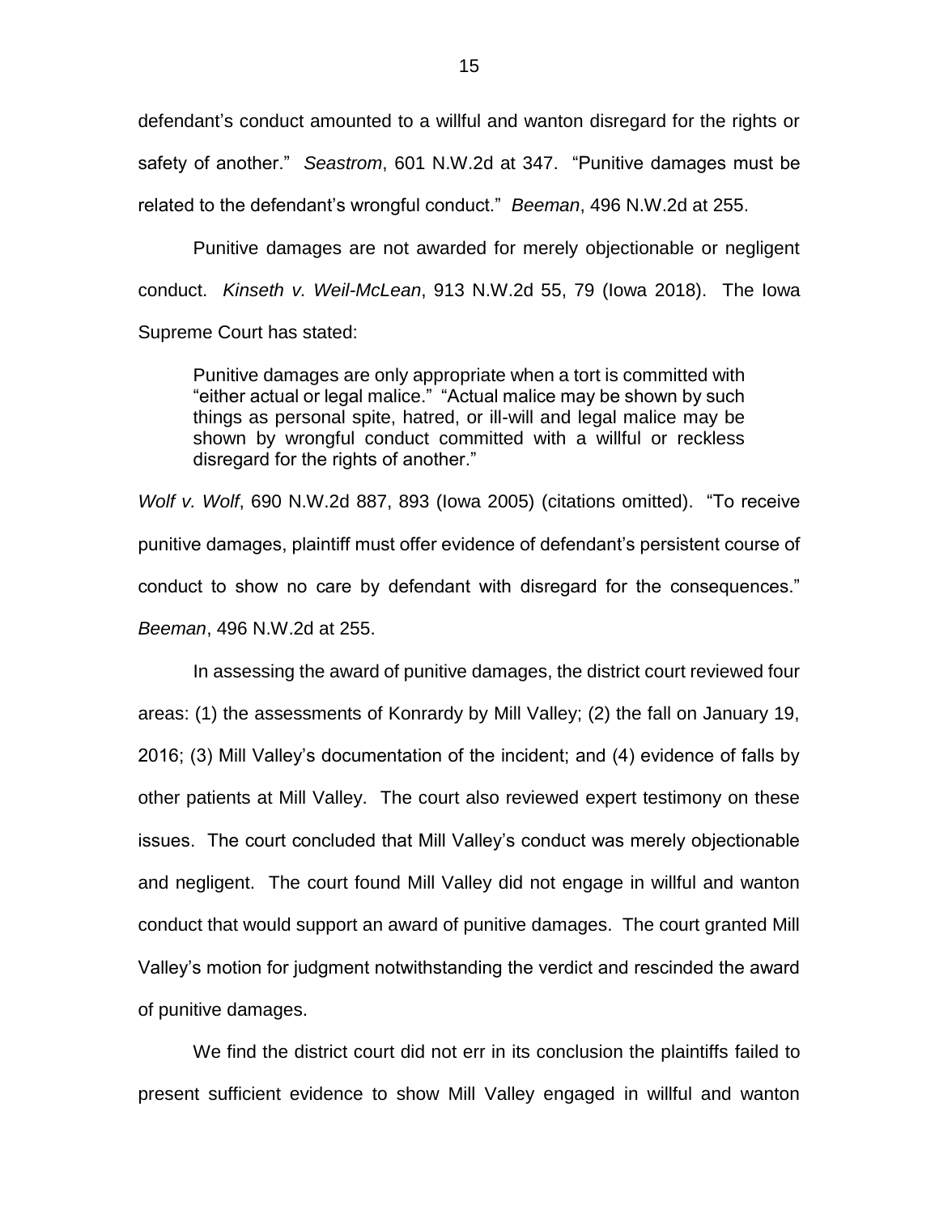defendant's conduct amounted to a willful and wanton disregard for the rights or safety of another." *Seastrom*, 601 N.W.2d at 347. "Punitive damages must be related to the defendant's wrongful conduct." *Beeman*, 496 N.W.2d at 255.

Punitive damages are not awarded for merely objectionable or negligent conduct. *Kinseth v. Weil-McLean*, 913 N.W.2d 55, 79 (Iowa 2018). The Iowa Supreme Court has stated:

> Punitive damages are only appropriate when a tort is committed with "either actual or legal malice." "Actual malice may be shown by such things as personal spite, hatred, or ill-will and legal malice may be shown by wrongful conduct committed with a willful or reckless disregard for the rights of another."

*Wolf v. Wolf*, 690 N.W.2d 887, 893 (Iowa 2005) (citations omitted). "To receive punitive damages, plaintiff must offer evidence of defendant's persistent course of conduct to show no care by defendant with disregard for the consequences." *Beeman*, 496 N.W.2d at 255.

In assessing the award of punitive damages, the district court reviewed four areas: (1) the assessments of Konrardy by Mill Valley; (2) the fall on January 19, 2016; (3) Mill Valley's documentation of the incident; and (4) evidence of falls by other patients at Mill Valley. The court also reviewed expert testimony on these issues. The court concluded that Mill Valley's conduct was merely objectionable and negligent. The court found Mill Valley did not engage in willful and wanton conduct that would support an award of punitive damages. The court granted Mill Valley's motion for judgment notwithstanding the verdict and rescinded the award of punitive damages.

We find the district court did not err in its conclusion the plaintiffs failed to present sufficient evidence to show Mill Valley engaged in willful and wanton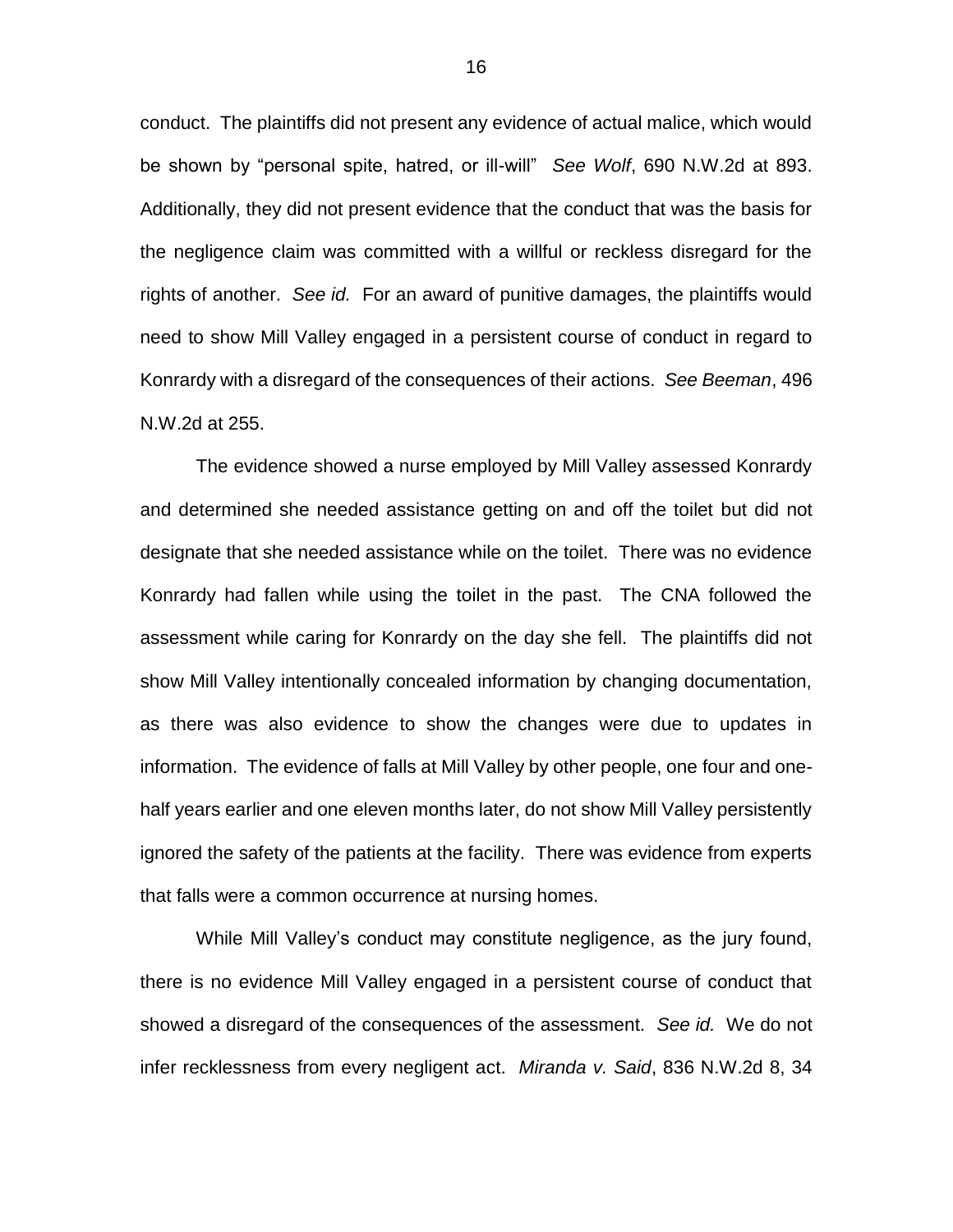conduct. The plaintiffs did not present any evidence of actual malice, which would be shown by "personal spite, hatred, or ill-will" *See Wolf*, 690 N.W.2d at 893. Additionally, they did not present evidence that the conduct that was the basis for the negligence claim was committed with a willful or reckless disregard for the rights of another. *See id.* For an award of punitive damages, the plaintiffs would need to show Mill Valley engaged in a persistent course of conduct in regard to Konrardy with a disregard of the consequences of their actions. *See Beeman*, 496 N.W.2d at 255.

The evidence showed a nurse employed by Mill Valley assessed Konrardy and determined she needed assistance getting on and off the toilet but did not designate that she needed assistance while on the toilet. There was no evidence Konrardy had fallen while using the toilet in the past. The CNA followed the assessment while caring for Konrardy on the day she fell. The plaintiffs did not show Mill Valley intentionally concealed information by changing documentation, as there was also evidence to show the changes were due to updates in information. The evidence of falls at Mill Valley by other people, one four and one-half years earlier and one eleven months later, do not show Mill Valley persistently ignored the safety of the patients at the facility. There was evidence from experts that falls were a common occurrence at nursing homes.

While Mill Valley's conduct may constitute negligence, as the jury found, there is no evidence Mill Valley engaged in a persistent course of conduct that showed a disregard of the consequences of the assessment. *See id.* We do not infer recklessness from every negligent act. *Miranda v. Said*, 836 N.W.2d 8, 34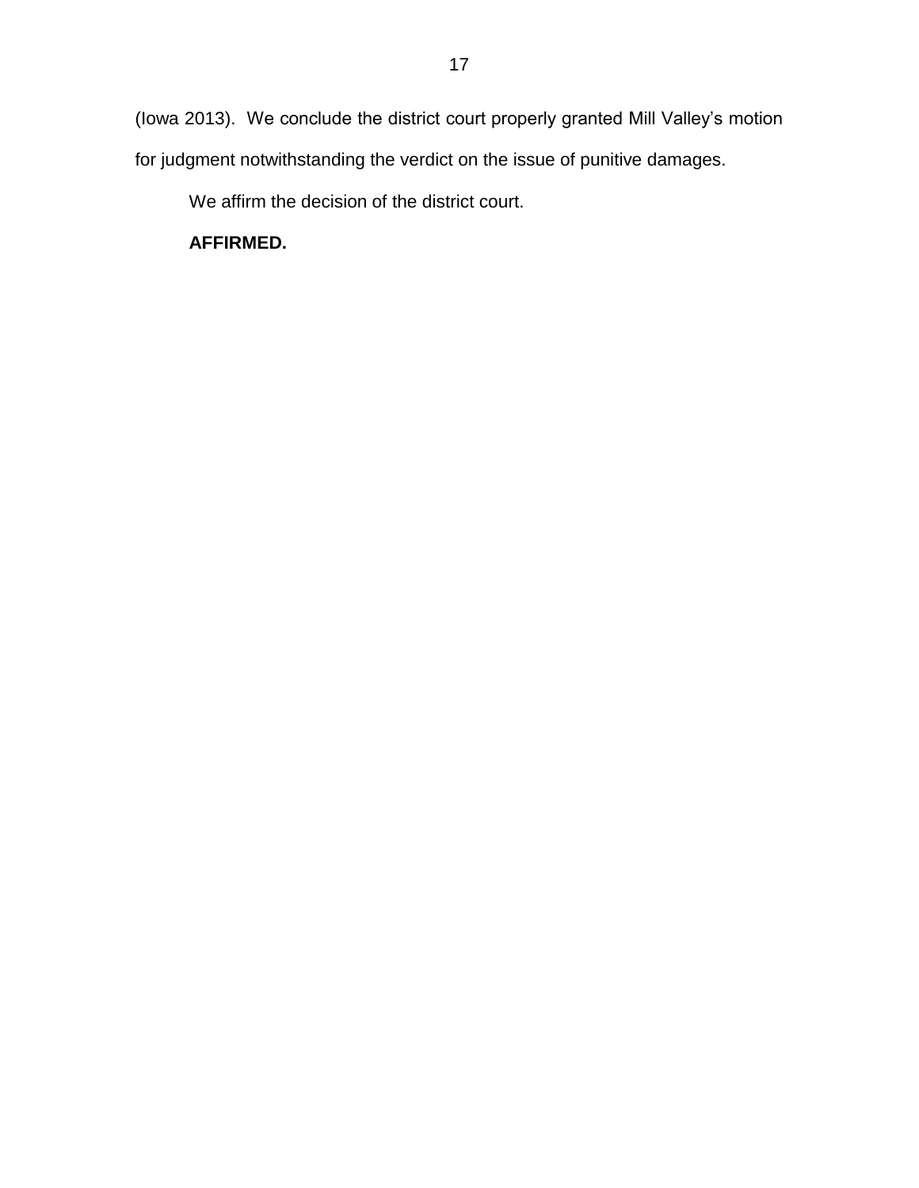(Iowa 2013). We conclude the district court properly granted Mill Valley's motion for judgment notwithstanding the verdict on the issue of punitive damages.

We affirm the decision of the district court.

**AFFIRMED.**